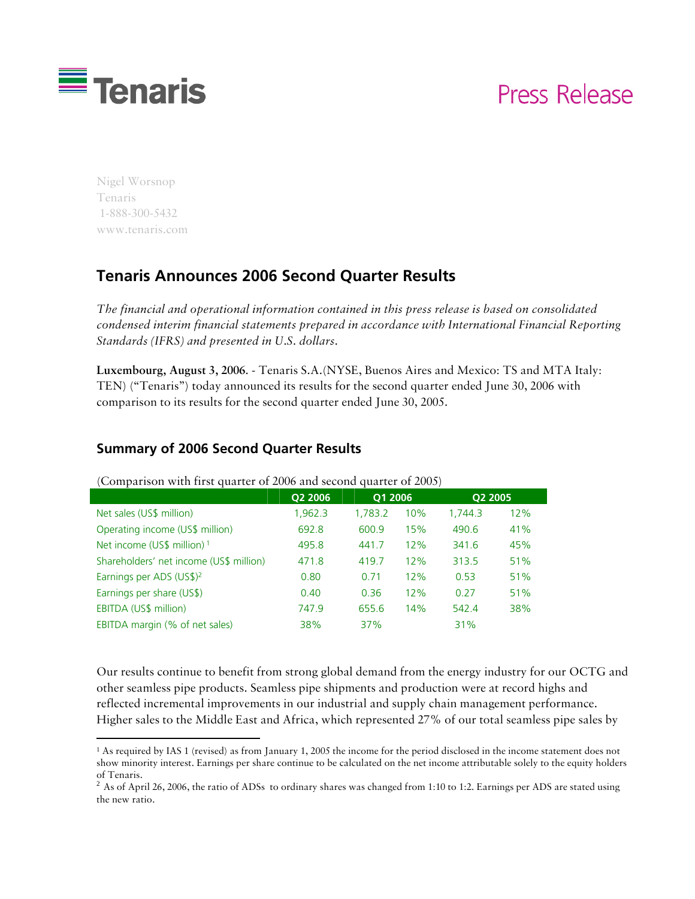Tenaris

Press Release

Nigel Worsnop
Tenaris
1-888-300-5432
www.tenaris.com

## Tenaris Announces 2006 Second Quarter Results

*The financial and operational information contained in this press release is based on consolidated condensed interim financial statements prepared in accordance with International Financial Reporting Standards (IFRS) and presented in U.S. dollars.*

**Luxembourg, August 3, 2006**. - Tenaris S.A.(NYSE, Buenos Aires and Mexico: TS and MTA Italy: TEN) ("Tenaris") today announced its results for the second quarter ended June 30, 2006 with comparison to its results for the second quarter ended June 30, 2005.

### Summary of 2006 Second Quarter Results

(Comparison with first quarter of 2006 and second quarter of 2005)

| | Q2 2006 | Q1 2006 | | Q2 2005 | |
|---|---|---|---|---|---|
| Net sales (US$ million) | 1,962.3 | 1,783.2 | 10% | 1,744.3 | 12% |
| Operating income (US$ million) | 692.8 | 600.9 | 15% | 490.6 | 41% |
| Net income (US$ million) [1] | 495.8 | 441.7 | 12% | 341.6 | 45% |
| Shareholders' net income (US$ million) | 471.8 | 419.7 | 12% | 313.5 | 51% |
| Earnings per ADS (US$)[2] | 0.80 | 0.71 | 12% | 0.53 | 51% |
| Earnings per share (US$) | 0.40 | 0.36 | 12% | 0.27 | 51% |
| EBITDA (US$ million) | 747.9 | 655.6 | 14% | 542.4 | 38% |
| EBITDA margin (% of net sales) | 38% | 37% | | 31% | |

Our results continue to benefit from strong global demand from the energy industry for our OCTG and other seamless pipe products. Seamless pipe shipments and production were at record highs and reflected incremental improvements in our industrial and supply chain management performance. Higher sales to the Middle East and Africa, which represented 27% of our total seamless pipe sales by

[1] As required by IAS 1 (revised) as from January 1, 2005 the income for the period disclosed in the income statement does not show minority interest. Earnings per share continue to be calculated on the net income attributable solely to the equity holders of Tenaris.

[2] As of April 26, 2006, the ratio of ADSs to ordinary shares was changed from 1:10 to 1:2. Earnings per ADS are stated using the new ratio.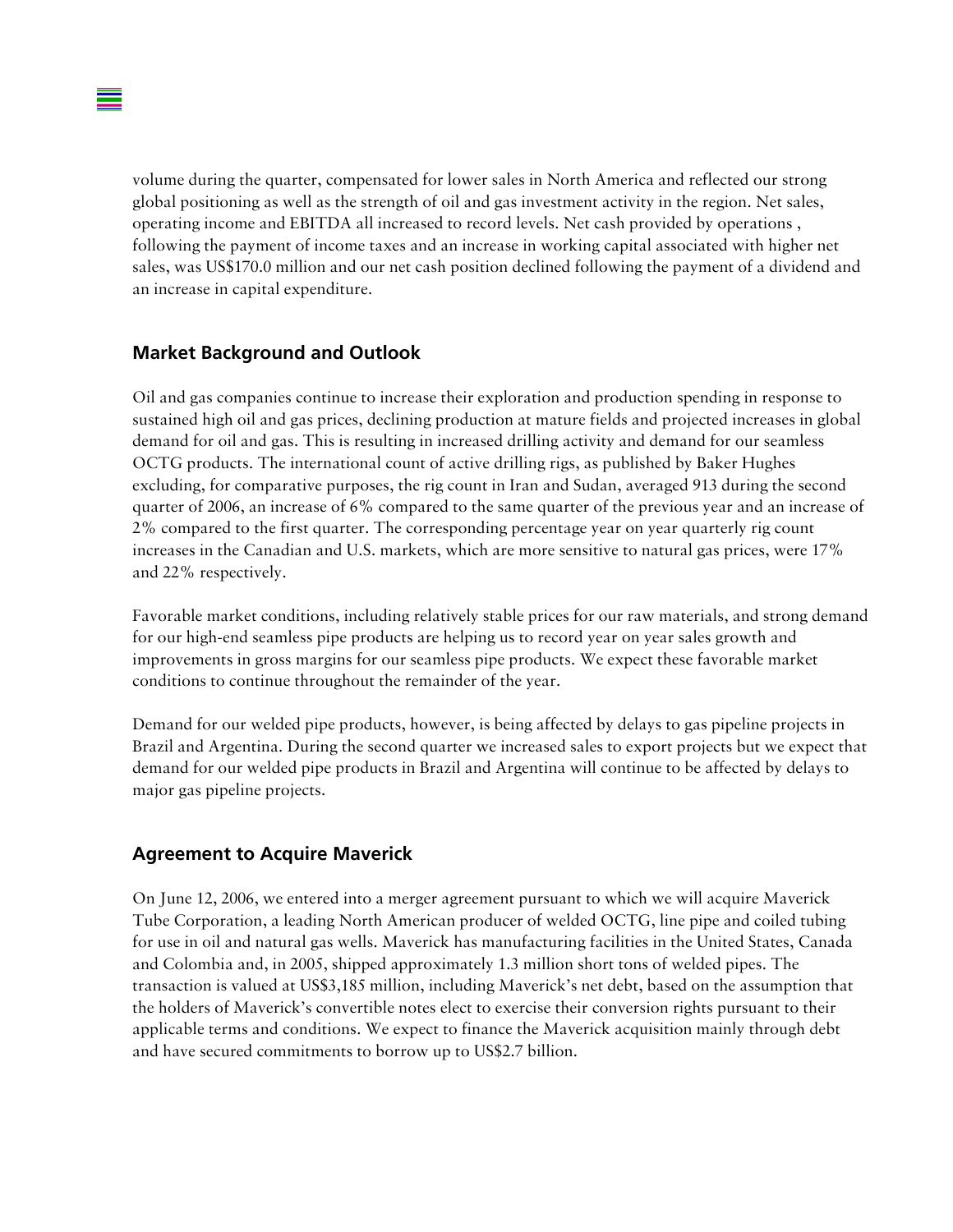volume during the quarter, compensated for lower sales in North America and reflected our strong global positioning as well as the strength of oil and gas investment activity in the region. Net sales, operating income and EBITDA all increased to record levels. Net cash provided by operations , following the payment of income taxes and an increase in working capital associated with higher net sales, was US$170.0 million and our net cash position declined following the payment of a dividend and an increase in capital expenditure.

## Market Background and Outlook

Oil and gas companies continue to increase their exploration and production spending in response to sustained high oil and gas prices, declining production at mature fields and projected increases in global demand for oil and gas. This is resulting in increased drilling activity and demand for our seamless OCTG products. The international count of active drilling rigs, as published by Baker Hughes excluding, for comparative purposes, the rig count in Iran and Sudan, averaged 913 during the second quarter of 2006, an increase of 6% compared to the same quarter of the previous year and an increase of 2% compared to the first quarter. The corresponding percentage year on year quarterly rig count increases in the Canadian and U.S. markets, which are more sensitive to natural gas prices, were 17% and 22% respectively.

Favorable market conditions, including relatively stable prices for our raw materials, and strong demand for our high-end seamless pipe products are helping us to record year on year sales growth and improvements in gross margins for our seamless pipe products. We expect these favorable market conditions to continue throughout the remainder of the year.

Demand for our welded pipe products, however, is being affected by delays to gas pipeline projects in Brazil and Argentina. During the second quarter we increased sales to export projects but we expect that demand for our welded pipe products in Brazil and Argentina will continue to be affected by delays to major gas pipeline projects.

## Agreement to Acquire Maverick

On June 12, 2006, we entered into a merger agreement pursuant to which we will acquire Maverick Tube Corporation, a leading North American producer of welded OCTG, line pipe and coiled tubing for use in oil and natural gas wells. Maverick has manufacturing facilities in the United States, Canada and Colombia and, in 2005, shipped approximately 1.3 million short tons of welded pipes. The transaction is valued at US$3,185 million, including Maverick's net debt, based on the assumption that the holders of Maverick's convertible notes elect to exercise their conversion rights pursuant to their applicable terms and conditions. We expect to finance the Maverick acquisition mainly through debt and have secured commitments to borrow up to US$2.7 billion.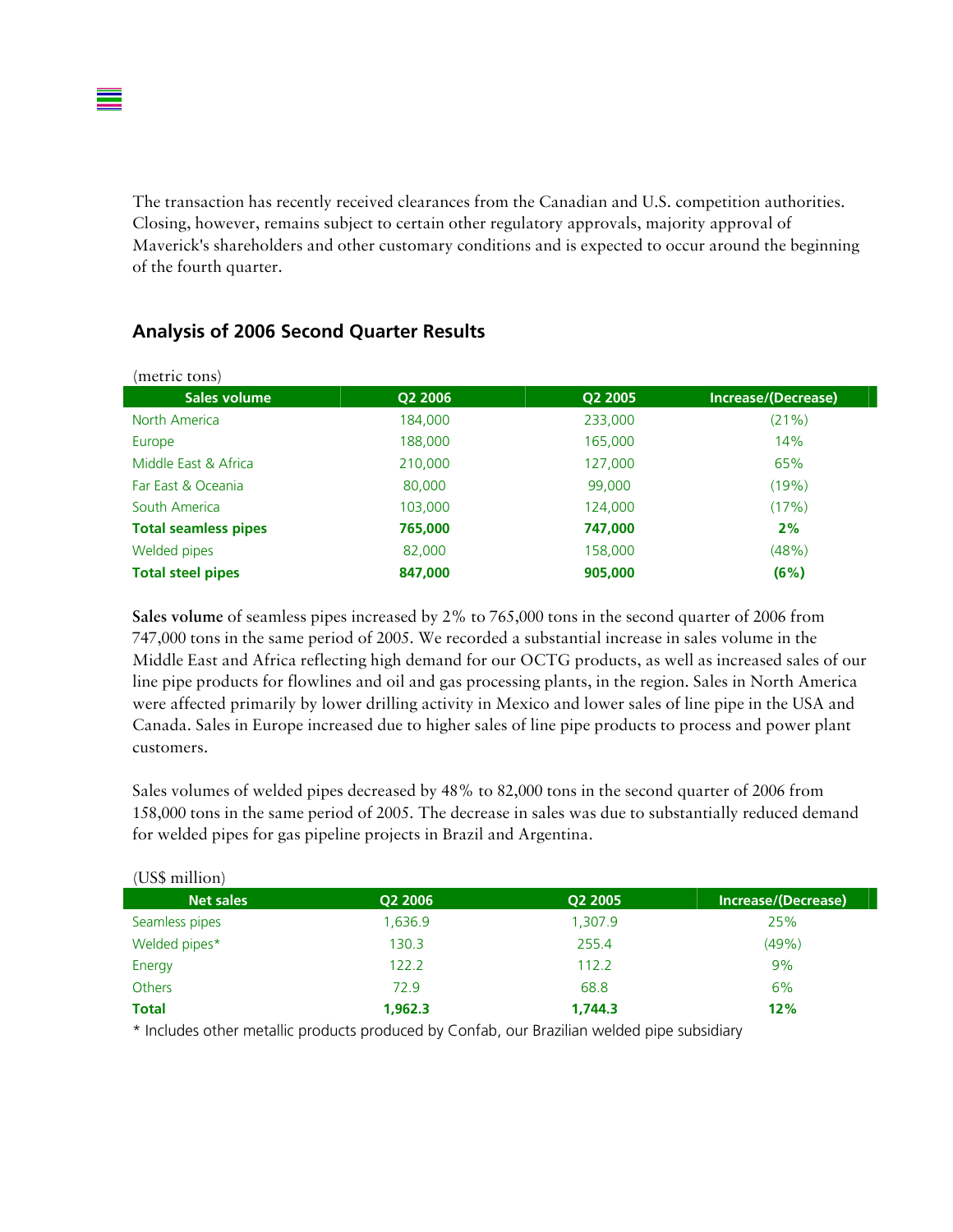The transaction has recently received clearances from the Canadian and U.S. competition authorities. Closing, however, remains subject to certain other regulatory approvals, majority approval of Maverick's shareholders and other customary conditions and is expected to occur around the beginning of the fourth quarter.

## Analysis of 2006 Second Quarter Results

(metric tons)

| Sales volume | Q2 2006 | Q2 2005 | Increase/(Decrease) |
|---|---|---|---|
| North America | 184,000 | 233,000 | (21%) |
| Europe | 188,000 | 165,000 | 14% |
| Middle East & Africa | 210,000 | 127,000 | 65% |
| Far East & Oceania | 80,000 | 99,000 | (19%) |
| South America | 103,000 | 124,000 | (17%) |
| **Total seamless pipes** | **765,000** | **747,000** | **2%** |
| Welded pipes | 82,000 | 158,000 | (48%) |
| **Total steel pipes** | **847,000** | **905,000** | **(6%)** |

**Sales volume** of seamless pipes increased by 2% to 765,000 tons in the second quarter of 2006 from 747,000 tons in the same period of 2005. We recorded a substantial increase in sales volume in the Middle East and Africa reflecting high demand for our OCTG products, as well as increased sales of our line pipe products for flowlines and oil and gas processing plants, in the region. Sales in North America were affected primarily by lower drilling activity in Mexico and lower sales of line pipe in the USA and Canada. Sales in Europe increased due to higher sales of line pipe products to process and power plant customers.

Sales volumes of welded pipes decreased by 48% to 82,000 tons in the second quarter of 2006 from 158,000 tons in the same period of 2005. The decrease in sales was due to substantially reduced demand for welded pipes for gas pipeline projects in Brazil and Argentina.

(US$ million)

| Net sales | Q2 2006 | Q2 2005 | Increase/(Decrease) |
|---|---|---|---|
| Seamless pipes | 1,636.9 | 1,307.9 | 25% |
| Welded pipes* | 130.3 | 255.4 | (49%) |
| Energy | 122.2 | 112.2 | 9% |
| Others | 72.9 | 68.8 | 6% |
| **Total** | **1,962.3** | **1,744.3** | **12%** |

* Includes other metallic products produced by Confab, our Brazilian welded pipe subsidiary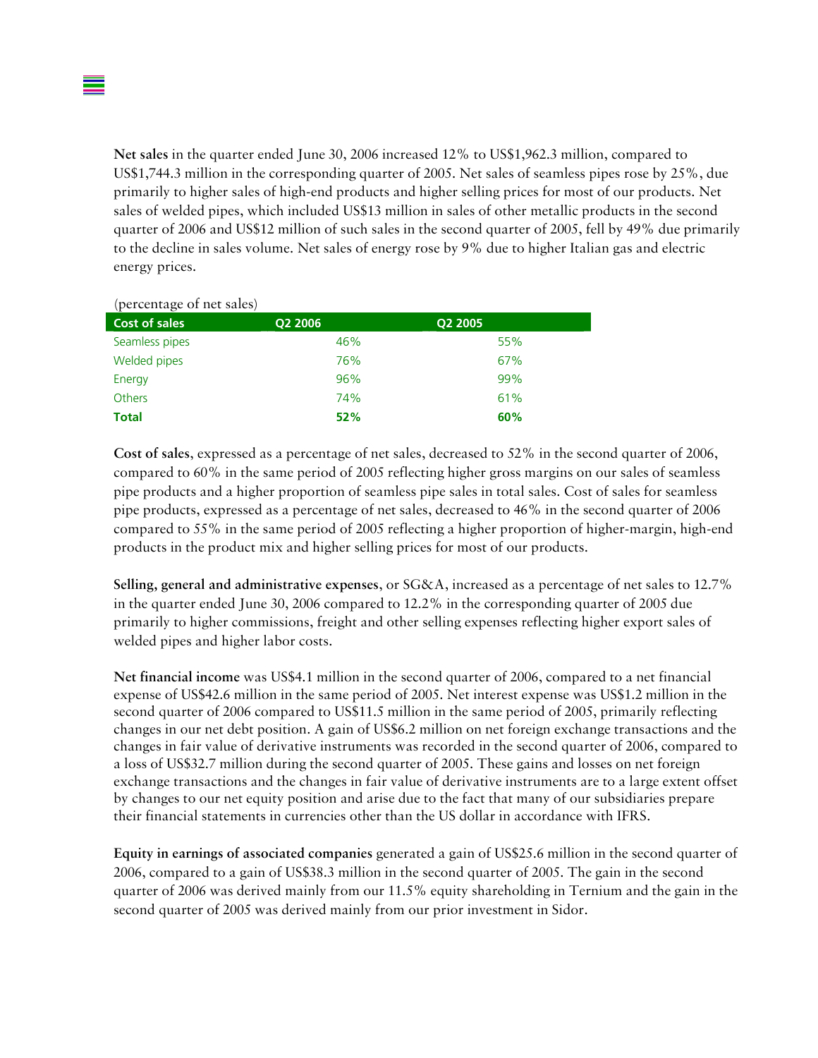**Net sales** in the quarter ended June 30, 2006 increased 12% to US$1,962.3 million, compared to US$1,744.3 million in the corresponding quarter of 2005. Net sales of seamless pipes rose by 25%, due primarily to higher sales of high-end products and higher selling prices for most of our products. Net sales of welded pipes, which included US$13 million in sales of other metallic products in the second quarter of 2006 and US$12 million of such sales in the second quarter of 2005, fell by 49% due primarily to the decline in sales volume. Net sales of energy rose by 9% due to higher Italian gas and electric energy prices.

(percentage of net sales)

| Cost of sales | Q2 2006 | Q2 2005 |
|---|---|---|
| Seamless pipes | 46% | 55% |
| Welded pipes | 76% | 67% |
| Energy | 96% | 99% |
| Others | 74% | 61% |
| **Total** | **52%** | **60%** |

**Cost of sales**, expressed as a percentage of net sales, decreased to 52% in the second quarter of 2006, compared to 60% in the same period of 2005 reflecting higher gross margins on our sales of seamless pipe products and a higher proportion of seamless pipe sales in total sales. Cost of sales for seamless pipe products, expressed as a percentage of net sales, decreased to 46% in the second quarter of 2006 compared to 55% in the same period of 2005 reflecting a higher proportion of higher-margin, high-end products in the product mix and higher selling prices for most of our products.

**Selling, general and administrative expenses**, or SG&A, increased as a percentage of net sales to 12.7% in the quarter ended June 30, 2006 compared to 12.2% in the corresponding quarter of 2005 due primarily to higher commissions, freight and other selling expenses reflecting higher export sales of welded pipes and higher labor costs.

**Net financial income** was US$4.1 million in the second quarter of 2006, compared to a net financial expense of US$42.6 million in the same period of 2005. Net interest expense was US$1.2 million in the second quarter of 2006 compared to US$11.5 million in the same period of 2005, primarily reflecting changes in our net debt position. A gain of US$6.2 million on net foreign exchange transactions and the changes in fair value of derivative instruments was recorded in the second quarter of 2006, compared to a loss of US$32.7 million during the second quarter of 2005. These gains and losses on net foreign exchange transactions and the changes in fair value of derivative instruments are to a large extent offset by changes to our net equity position and arise due to the fact that many of our subsidiaries prepare their financial statements in currencies other than the US dollar in accordance with IFRS.

**Equity in earnings of associated companies** generated a gain of US$25.6 million in the second quarter of 2006, compared to a gain of US$38.3 million in the second quarter of 2005. The gain in the second quarter of 2006 was derived mainly from our 11.5% equity shareholding in Ternium and the gain in the second quarter of 2005 was derived mainly from our prior investment in Sidor.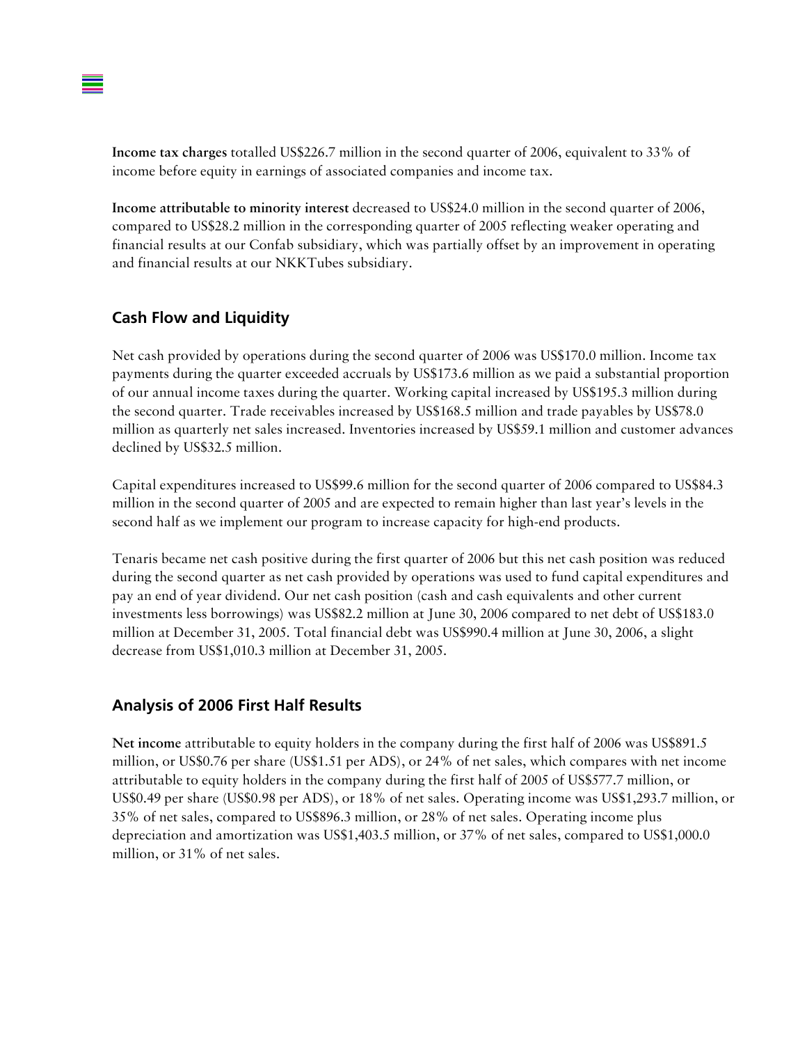**Income tax charges** totalled US$226.7 million in the second quarter of 2006, equivalent to 33% of income before equity in earnings of associated companies and income tax.

**Income attributable to minority interest** decreased to US$24.0 million in the second quarter of 2006, compared to US$28.2 million in the corresponding quarter of 2005 reflecting weaker operating and financial results at our Confab subsidiary, which was partially offset by an improvement in operating and financial results at our NKKTubes subsidiary.

## Cash Flow and Liquidity

Net cash provided by operations during the second quarter of 2006 was US$170.0 million. Income tax payments during the quarter exceeded accruals by US$173.6 million as we paid a substantial proportion of our annual income taxes during the quarter. Working capital increased by US$195.3 million during the second quarter. Trade receivables increased by US$168.5 million and trade payables by US$78.0 million as quarterly net sales increased. Inventories increased by US$59.1 million and customer advances declined by US$32.5 million.

Capital expenditures increased to US$99.6 million for the second quarter of 2006 compared to US$84.3 million in the second quarter of 2005 and are expected to remain higher than last year's levels in the second half as we implement our program to increase capacity for high-end products.

Tenaris became net cash positive during the first quarter of 2006 but this net cash position was reduced during the second quarter as net cash provided by operations was used to fund capital expenditures and pay an end of year dividend. Our net cash position (cash and cash equivalents and other current investments less borrowings) was US$82.2 million at June 30, 2006 compared to net debt of US$183.0 million at December 31, 2005. Total financial debt was US$990.4 million at June 30, 2006, a slight decrease from US$1,010.3 million at December 31, 2005.

## Analysis of 2006 First Half Results

**Net income** attributable to equity holders in the company during the first half of 2006 was US$891.5 million, or US$0.76 per share (US$1.51 per ADS), or 24% of net sales, which compares with net income attributable to equity holders in the company during the first half of 2005 of US$577.7 million, or US$0.49 per share (US$0.98 per ADS), or 18% of net sales. Operating income was US$1,293.7 million, or 35% of net sales, compared to US$896.3 million, or 28% of net sales. Operating income plus depreciation and amortization was US$1,403.5 million, or 37% of net sales, compared to US$1,000.0 million, or 31% of net sales.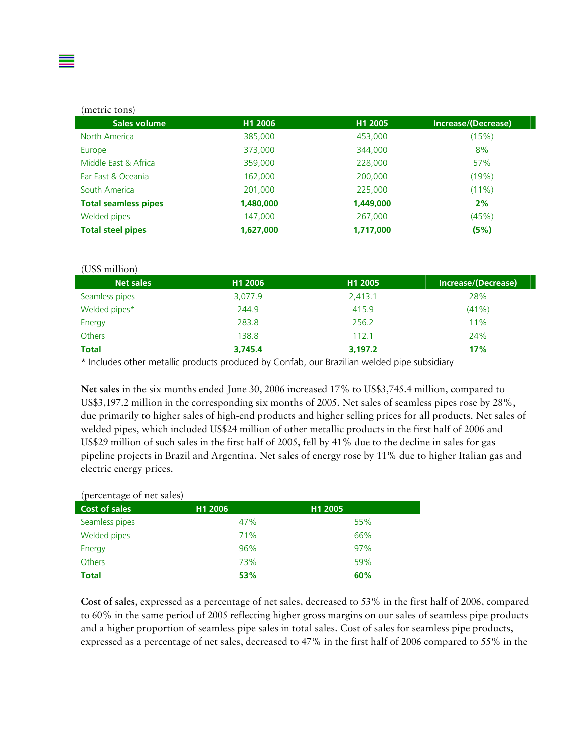(metric tons)

| Sales volume | H1 2006 | H1 2005 | Increase/(Decrease) |
|---|---|---|---|
| North America | 385,000 | 453,000 | (15%) |
| Europe | 373,000 | 344,000 | 8% |
| Middle East & Africa | 359,000 | 228,000 | 57% |
| Far East & Oceania | 162,000 | 200,000 | (19%) |
| South America | 201,000 | 225,000 | (11%) |
| **Total seamless pipes** | **1,480,000** | **1,449,000** | **2%** |
| Welded pipes | 147,000 | 267,000 | (45%) |
| **Total steel pipes** | **1,627,000** | **1,717,000** | **(5%)** |

(US$ million)

| Net sales | H1 2006 | H1 2005 | Increase/(Decrease) |
|---|---|---|---|
| Seamless pipes | 3,077.9 | 2,413.1 | 28% |
| Welded pipes* | 244.9 | 415.9 | (41%) |
| Energy | 283.8 | 256.2 | 11% |
| Others | 138.8 | 112.1 | 24% |
| **Total** | **3,745.4** | **3,197.2** | **17%** |

\* Includes other metallic products produced by Confab, our Brazilian welded pipe subsidiary

**Net sales** in the six months ended June 30, 2006 increased 17% to US$3,745.4 million, compared to US$3,197.2 million in the corresponding six months of 2005. Net sales of seamless pipes rose by 28%, due primarily to higher sales of high-end products and higher selling prices for all products. Net sales of welded pipes, which included US$24 million of other metallic products in the first half of 2006 and US$29 million of such sales in the first half of 2005, fell by 41% due to the decline in sales for gas pipeline projects in Brazil and Argentina. Net sales of energy rose by 11% due to higher Italian gas and electric energy prices.

(percentage of net sales)

| Cost of sales | H1 2006 | H1 2005 |
|---|---|---|
| Seamless pipes | 47% | 55% |
| Welded pipes | 71% | 66% |
| Energy | 96% | 97% |
| Others | 73% | 59% |
| **Total** | **53%** | **60%** |

**Cost of sales**, expressed as a percentage of net sales, decreased to 53% in the first half of 2006, compared to 60% in the same period of 2005 reflecting higher gross margins on our sales of seamless pipe products and a higher proportion of seamless pipe sales in total sales. Cost of sales for seamless pipe products, expressed as a percentage of net sales, decreased to 47% in the first half of 2006 compared to 55% in the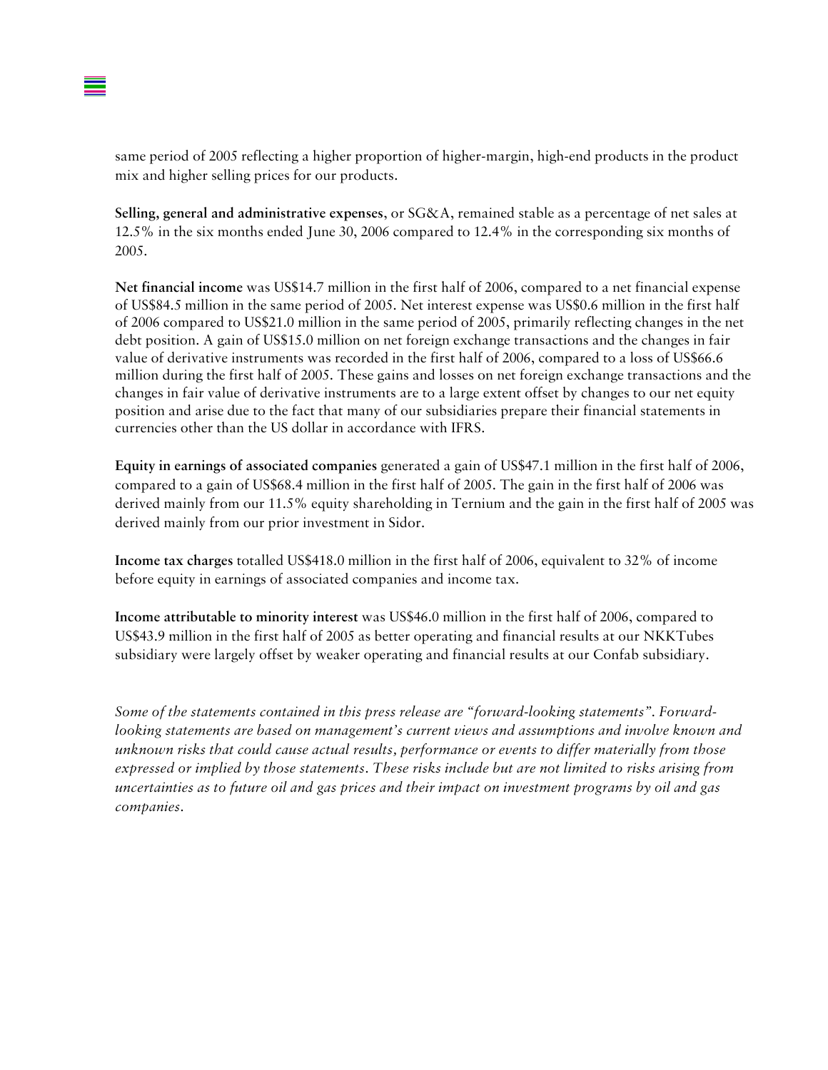same period of 2005 reflecting a higher proportion of higher-margin, high-end products in the product mix and higher selling prices for our products.

**Selling, general and administrative expenses**, or SG&A, remained stable as a percentage of net sales at 12.5% in the six months ended June 30, 2006 compared to 12.4% in the corresponding six months of 2005.

**Net financial income** was US$14.7 million in the first half of 2006, compared to a net financial expense of US$84.5 million in the same period of 2005. Net interest expense was US$0.6 million in the first half of 2006 compared to US$21.0 million in the same period of 2005, primarily reflecting changes in the net debt position. A gain of US$15.0 million on net foreign exchange transactions and the changes in fair value of derivative instruments was recorded in the first half of 2006, compared to a loss of US$66.6 million during the first half of 2005. These gains and losses on net foreign exchange transactions and the changes in fair value of derivative instruments are to a large extent offset by changes to our net equity position and arise due to the fact that many of our subsidiaries prepare their financial statements in currencies other than the US dollar in accordance with IFRS.

**Equity in earnings of associated companies** generated a gain of US$47.1 million in the first half of 2006, compared to a gain of US$68.4 million in the first half of 2005. The gain in the first half of 2006 was derived mainly from our 11.5% equity shareholding in Ternium and the gain in the first half of 2005 was derived mainly from our prior investment in Sidor.

**Income tax charges** totalled US$418.0 million in the first half of 2006, equivalent to 32% of income before equity in earnings of associated companies and income tax.

**Income attributable to minority interest** was US$46.0 million in the first half of 2006, compared to US$43.9 million in the first half of 2005 as better operating and financial results at our NKKTubes subsidiary were largely offset by weaker operating and financial results at our Confab subsidiary.

*Some of the statements contained in this press release are "forward-looking statements". Forward-looking statements are based on management's current views and assumptions and involve known and unknown risks that could cause actual results, performance or events to differ materially from those expressed or implied by those statements. These risks include but are not limited to risks arising from uncertainties as to future oil and gas prices and their impact on investment programs by oil and gas companies.*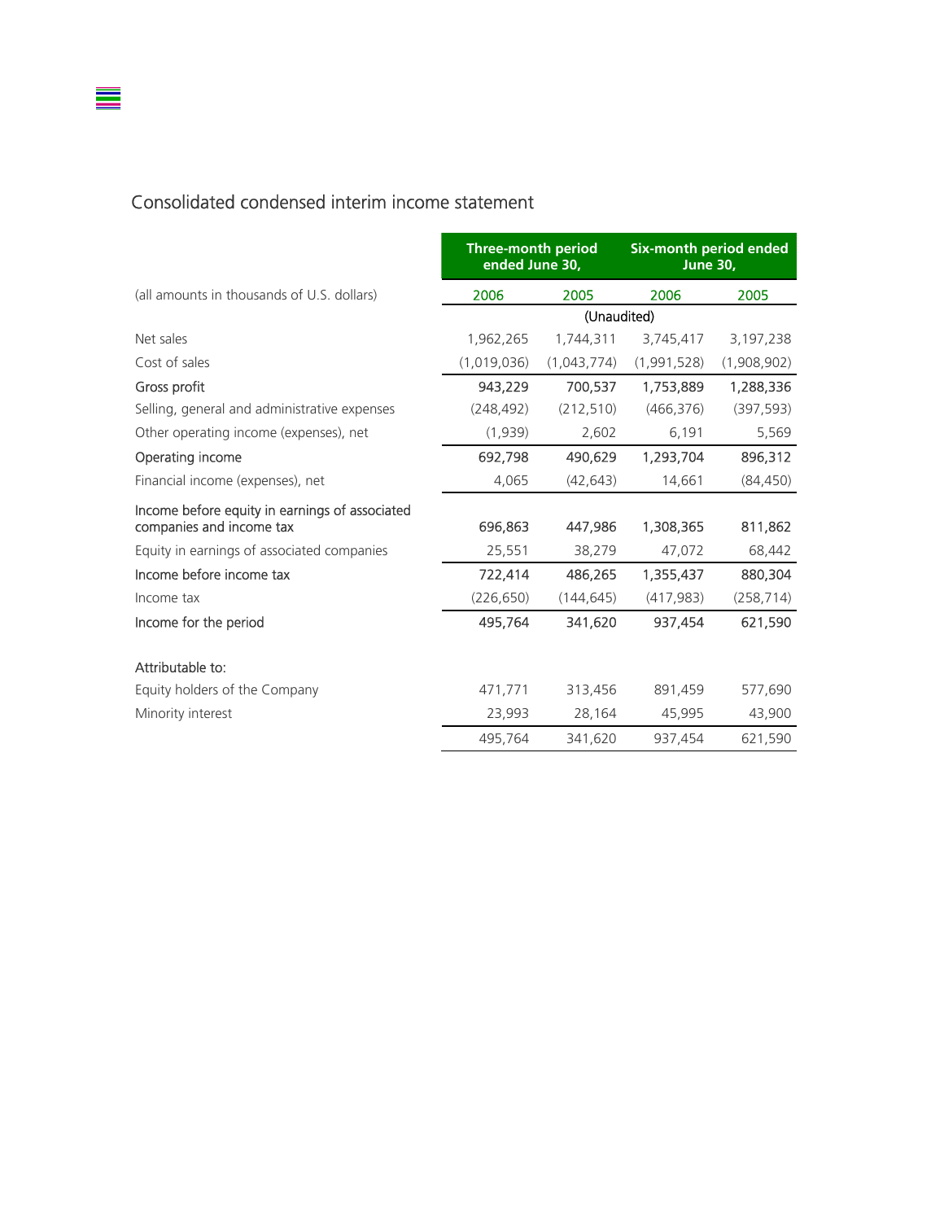## Consolidated condensed interim income statement

| | Three-month period ended June 30, | | Six-month period ended June 30, | |
|---|---|---|---|---|
| (all amounts in thousands of U.S. dollars) | 2006 | 2005 | 2006 | 2005 |
| | (Unaudited) | | | |
| Net sales | 1,962,265 | 1,744,311 | 3,745,417 | 3,197,238 |
| Cost of sales | (1,019,036) | (1,043,774) | (1,991,528) | (1,908,902) |
| Gross profit | 943,229 | 700,537 | 1,753,889 | 1,288,336 |
| Selling, general and administrative expenses | (248,492) | (212,510) | (466,376) | (397,593) |
| Other operating income (expenses), net | (1,939) | 2,602 | 6,191 | 5,569 |
| Operating income | 692,798 | 490,629 | 1,293,704 | 896,312 |
| Financial income (expenses), net | 4,065 | (42,643) | 14,661 | (84,450) |
| Income before equity in earnings of associated companies and income tax | 696,863 | 447,986 | 1,308,365 | 811,862 |
| Equity in earnings of associated companies | 25,551 | 38,279 | 47,072 | 68,442 |
| Income before income tax | 722,414 | 486,265 | 1,355,437 | 880,304 |
| Income tax | (226,650) | (144,645) | (417,983) | (258,714) |
| Income for the period | 495,764 | 341,620 | 937,454 | 621,590 |
| | | | | |
| Attributable to: | | | | |
| Equity holders of the Company | 471,771 | 313,456 | 891,459 | 577,690 |
| Minority interest | 23,993 | 28,164 | 45,995 | 43,900 |
| | 495,764 | 341,620 | 937,454 | 621,590 |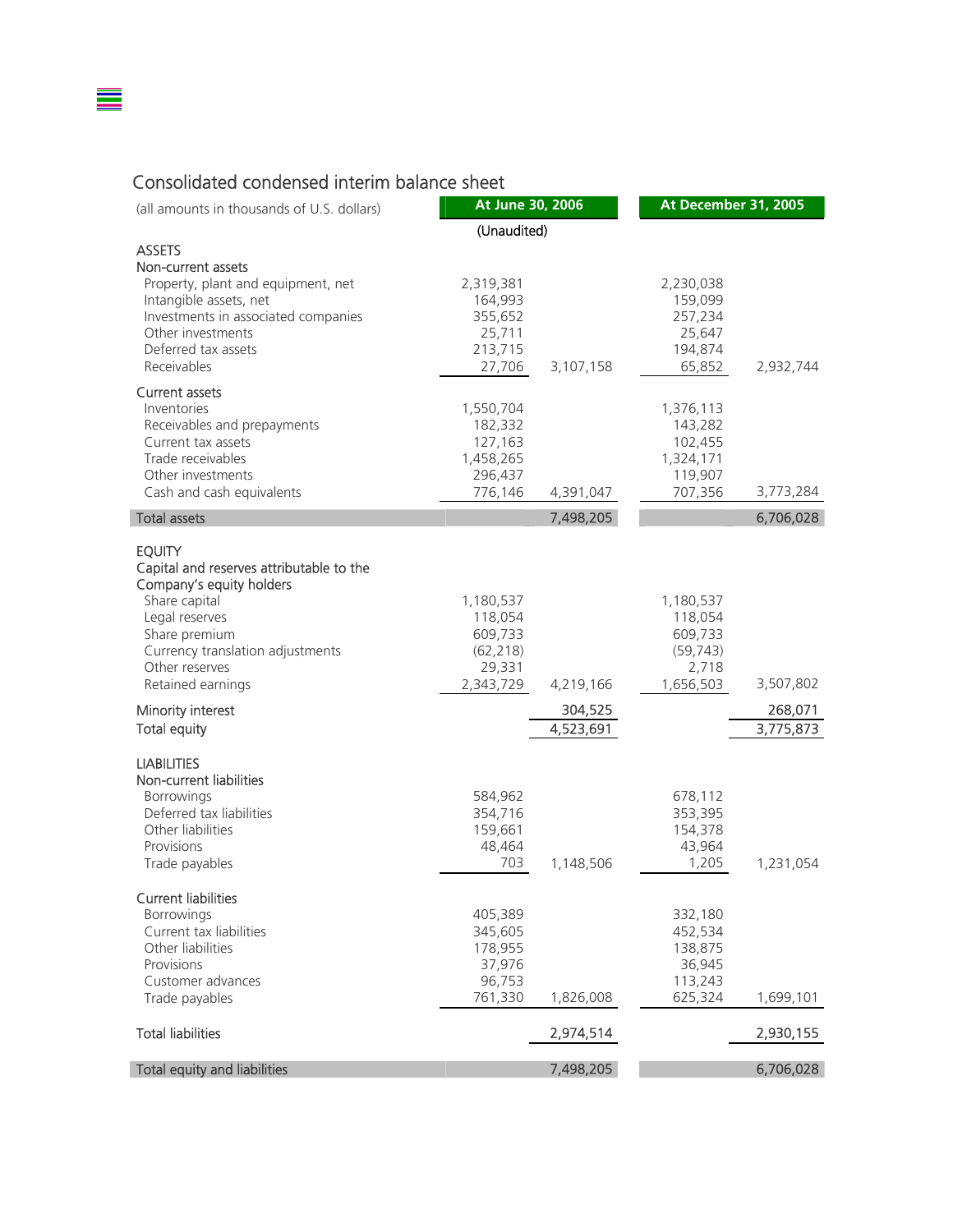## Consolidated condensed interim balance sheet

| (all amounts in thousands of U.S. dollars) | At June 30, 2006 | | At December 31, 2005 | |
|---|---|---|---|---|
| | (Unaudited) | | | |
| **ASSETS** | | | | |
| **Non-current assets** | | | | |
| Property, plant and equipment, net | 2,319,381 | | 2,230,038 | |
| Intangible assets, net | 164,993 | | 159,099 | |
| Investments in associated companies | 355,652 | | 257,234 | |
| Other investments | 25,711 | | 25,647 | |
| Deferred tax assets | 213,715 | | 194,874 | |
| Receivables | 27,706 | 3,107,158 | 65,852 | 2,932,744 |
| **Current assets** | | | | |
| Inventories | 1,550,704 | | 1,376,113 | |
| Receivables and prepayments | 182,332 | | 143,282 | |
| Current tax assets | 127,163 | | 102,455 | |
| Trade receivables | 1,458,265 | | 1,324,171 | |
| Other investments | 296,437 | | 119,907 | |
| Cash and cash equivalents | 776,146 | 4,391,047 | 707,356 | 3,773,284 |
| **Total assets** | | 7,498,205 | | 6,706,028 |
| **EQUITY** | | | | |
| **Capital and reserves attributable to the Company's equity holders** | | | | |
| Share capital | 1,180,537 | | 1,180,537 | |
| Legal reserves | 118,054 | | 118,054 | |
| Share premium | 609,733 | | 609,733 | |
| Currency translation adjustments | (62,218) | | (59,743) | |
| Other reserves | 29,331 | | 2,718 | |
| Retained earnings | 2,343,729 | 4,219,166 | 1,656,503 | 3,507,802 |
| Minority interest | | 304,525 | | 268,071 |
| Total equity | | 4,523,691 | | 3,775,873 |
| **LIABILITIES** | | | | |
| **Non-current liabilities** | | | | |
| Borrowings | 584,962 | | 678,112 | |
| Deferred tax liabilities | 354,716 | | 353,395 | |
| Other liabilities | 159,661 | | 154,378 | |
| Provisions | 48,464 | | 43,964 | |
| Trade payables | 703 | 1,148,506 | 1,205 | 1,231,054 |
| **Current liabilities** | | | | |
| Borrowings | 405,389 | | 332,180 | |
| Current tax liabilities | 345,605 | | 452,534 | |
| Other liabilities | 178,955 | | 138,875 | |
| Provisions | 37,976 | | 36,945 | |
| Customer advances | 96,753 | | 113,243 | |
| Trade payables | 761,330 | 1,826,008 | 625,324 | 1,699,101 |
| Total liabilities | | 2,974,514 | | 2,930,155 |
| **Total equity and liabilities** | | 7,498,205 | | 6,706,028 |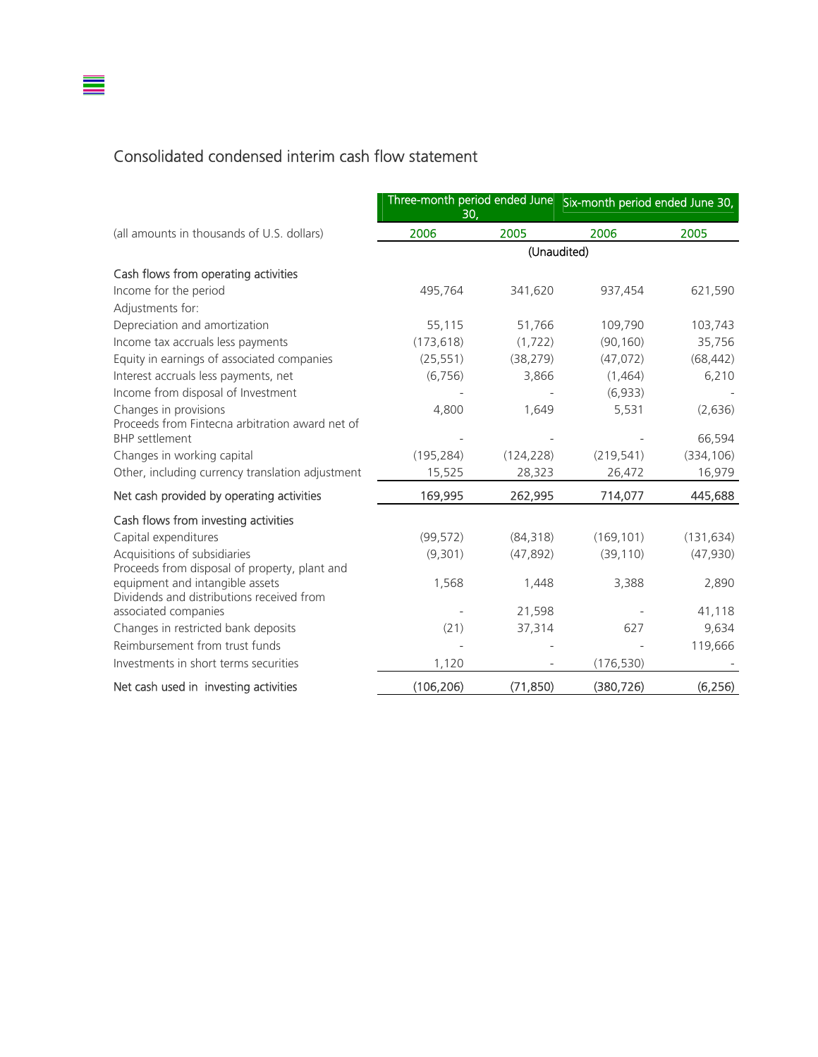## Consolidated condensed interim cash flow statement

| (all amounts in thousands of U.S. dollars) | Three-month period ended June 30, | | Six-month period ended June 30, | |
|---|---|---|---|---|
| | 2006 | 2005 | 2006 | 2005 |
| | (Unaudited) | | | |
| **Cash flows from operating activities** | | | | |
| Income for the period | 495,764 | 341,620 | 937,454 | 621,590 |
| Adjustments for: | | | | |
| Depreciation and amortization | 55,115 | 51,766 | 109,790 | 103,743 |
| Income tax accruals less payments | (173,618) | (1,722) | (90,160) | 35,756 |
| Equity in earnings of associated companies | (25,551) | (38,279) | (47,072) | (68,442) |
| Interest accruals less payments, net | (6,756) | 3,866 | (1,464) | 6,210 |
| Income from disposal of Investment | - | - | (6,933) | - |
| Changes in provisions | 4,800 | 1,649 | 5,531 | (2,636) |
| Proceeds from Fintecna arbitration award net of BHP settlement | - | - | - | 66,594 |
| Changes in working capital | (195,284) | (124,228) | (219,541) | (334,106) |
| Other, including currency translation adjustment | 15,525 | 28,323 | 26,472 | 16,979 |
| **Net cash provided by operating activities** | 169,995 | 262,995 | 714,077 | 445,688 |
| **Cash flows from investing activities** | | | | |
| Capital expenditures | (99,572) | (84,318) | (169,101) | (131,634) |
| Acquisitions of subsidiaries | (9,301) | (47,892) | (39,110) | (47,930) |
| Proceeds from disposal of property, plant and equipment and intangible assets | 1,568 | 1,448 | 3,388 | 2,890 |
| Dividends and distributions received from associated companies | - | 21,598 | - | 41,118 |
| Changes in restricted bank deposits | (21) | 37,314 | 627 | 9,634 |
| Reimbursement from trust funds | - | - | - | 119,666 |
| Investments in short terms securities | 1,120 | - | (176,530) | - |
| **Net cash used in investing activities** | (106,206) | (71,850) | (380,726) | (6,256) |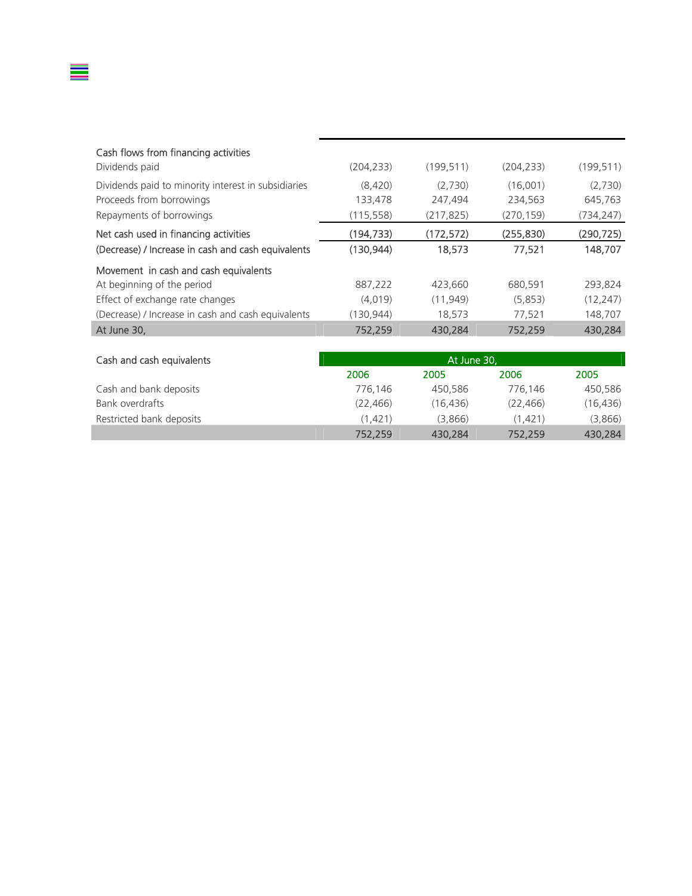| | | | | |
|---|---|---|---|---|
| Cash flows from financing activities | | | | |
| Dividends paid | (204,233) | (199,511) | (204,233) | (199,511) |
| Dividends paid to minority interest in subsidiaries | (8,420) | (2,730) | (16,001) | (2,730) |
| Proceeds from borrowings | 133,478 | 247,494 | 234,563 | 645,763 |
| Repayments of borrowings | (115,558) | (217,825) | (270,159) | (734,247) |
| Net cash used in financing activities | (194,733) | (172,572) | (255,830) | (290,725) |
| (Decrease) / Increase in cash and cash equivalents | (130,944) | 18,573 | 77,521 | 148,707 |
| Movement in cash and cash equivalents | | | | |
| At beginning of the period | 887,222 | 423,660 | 680,591 | 293,824 |
| Effect of exchange rate changes | (4,019) | (11,949) | (5,853) | (12,247) |
| (Decrease) / Increase in cash and cash equivalents | (130,944) | 18,573 | 77,521 | 148,707 |
| At June 30, | 752,259 | 430,284 | 752,259 | 430,284 |

| Cash and cash equivalents | At June 30, | | | |
|---|---|---|---|---|
| | 2006 | 2005 | 2006 | 2005 |
| Cash and bank deposits | 776,146 | 450,586 | 776,146 | 450,586 |
| Bank overdrafts | (22,466) | (16,436) | (22,466) | (16,436) |
| Restricted bank deposits | (1,421) | (3,866) | (1,421) | (3,866) |
| | 752,259 | 430,284 | 752,259 | 430,284 |